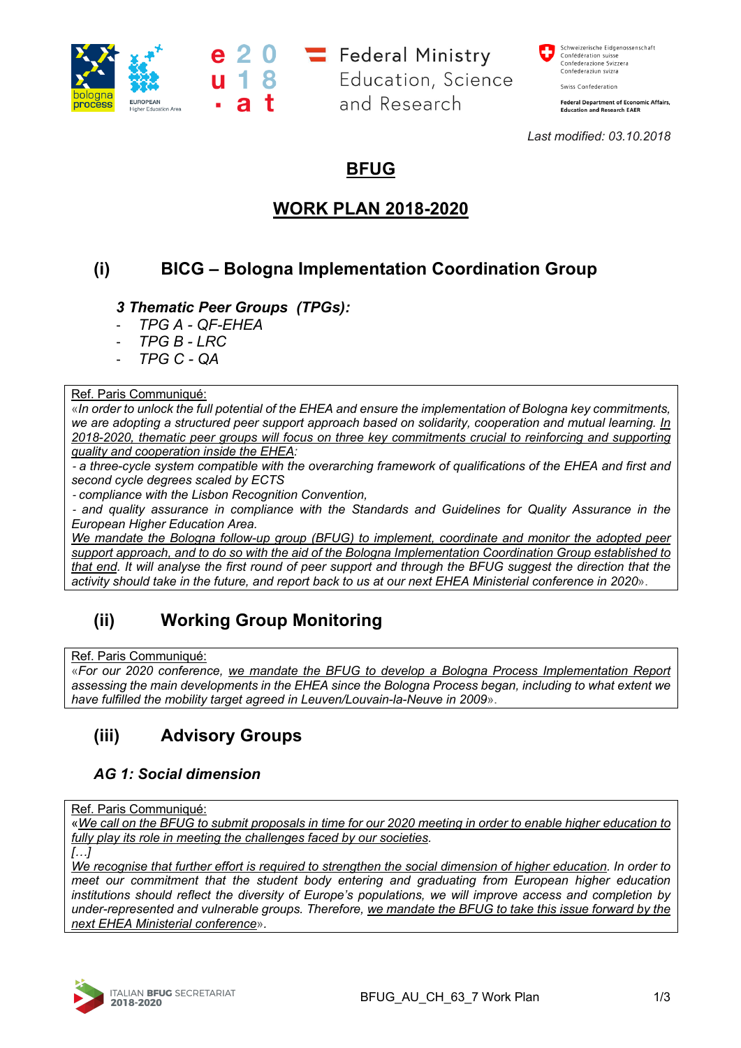*Last modified: 03.10.2018*

# BFUG

# WORK PLAN 2018-2020

## (i) BICG – Bologna Implementation Coordination Group

***3 Thematic Peer Groups (TPGs):***

- *TPG A - QF-EHEA*
- *TPG B - LRC*
- *TPG C - QA*

> Ref. Paris Communiqué:
> «*In order to unlock the full potential of the EHEA and ensure the implementation of Bologna key commitments, we are adopting a structured peer support approach based on solidarity, cooperation and mutual learning. In 2018-2020, thematic peer groups will focus on three key commitments crucial to reinforcing and supporting quality and cooperation inside the EHEA:*
> *- a three-cycle system compatible with the overarching framework of qualifications of the EHEA and first and second cycle degrees scaled by ECTS*
> *- compliance with the Lisbon Recognition Convention,*
> *- and quality assurance in compliance with the Standards and Guidelines for Quality Assurance in the European Higher Education Area.*
> *We mandate the Bologna follow-up group (BFUG) to implement, coordinate and monitor the adopted peer support approach, and to do so with the aid of the Bologna Implementation Coordination Group established to that end. It will analyse the first round of peer support and through the BFUG suggest the direction that the activity should take in the future, and report back to us at our next EHEA Ministerial conference in 2020*».

## (ii) Working Group Monitoring

> Ref. Paris Communiqué:
> «*For our 2020 conference, we mandate the BFUG to develop a Bologna Process Implementation Report assessing the main developments in the EHEA since the Bologna Process began, including to what extent we have fulfilled the mobility target agreed in Leuven/Louvain-la-Neuve in 2009*».

## (iii) Advisory Groups

### *AG 1: Social dimension*

> Ref. Paris Communiqué:
> «*We call on the BFUG to submit proposals in time for our 2020 meeting in order to enable higher education to fully play its role in meeting the challenges faced by our societies.*
> *[…]*
> *We recognise that further effort is required to strengthen the social dimension of higher education. In order to meet our commitment that the student body entering and graduating from European higher education institutions should reflect the diversity of Europe's populations, we will improve access and completion by under-represented and vulnerable groups. Therefore, we mandate the BFUG to take this issue forward by the next EHEA Ministerial conference*».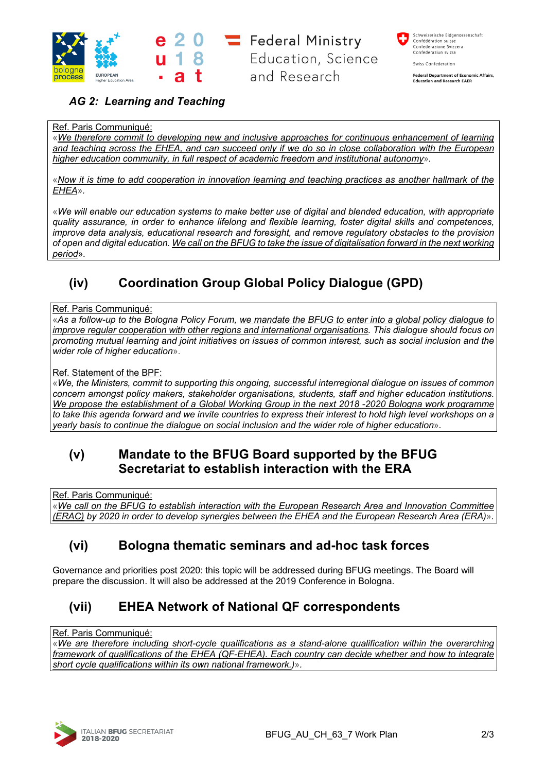### *AG 2: Learning and Teaching*

Ref. Paris Communiqué:
«*We therefore commit to developing new and inclusive approaches for continuous enhancement of learning and teaching across the EHEA, and can succeed only if we do so in close collaboration with the European higher education community, in full respect of academic freedom and institutional autonomy*».

«*Now it is time to add cooperation in innovation learning and teaching practices as another hallmark of the EHEA*».

«*We will enable our education systems to make better use of digital and blended education, with appropriate quality assurance, in order to enhance lifelong and flexible learning, foster digital skills and competences, improve data analysis, educational research and foresight, and remove regulatory obstacles to the provision of open and digital education. We call on the BFUG to take the issue of digitalisation forward in the next working period*».

## (iv) Coordination Group Global Policy Dialogue (GPD)

Ref. Paris Communiqué:
«*As a follow-up to the Bologna Policy Forum, we mandate the BFUG to enter into a global policy dialogue to improve regular cooperation with other regions and international organisations. This dialogue should focus on promoting mutual learning and joint initiatives on issues of common interest, such as social inclusion and the wider role of higher education*».

Ref. Statement of the BPF:
«*We, the Ministers, commit to supporting this ongoing, successful interregional dialogue on issues of common concern amongst policy makers, stakeholder organisations, students, staff and higher education institutions. We propose the establishment of a Global Working Group in the next 2018 -2020 Bologna work programme to take this agenda forward and we invite countries to express their interest to hold high level workshops on a yearly basis to continue the dialogue on social inclusion and the wider role of higher education*».

## (v) Mandate to the BFUG Board supported by the BFUG Secretariat to establish interaction with the ERA

Ref. Paris Communiqué:
«*We call on the BFUG to establish interaction with the European Research Area and Innovation Committee (ERAC) by 2020 in order to develop synergies between the EHEA and the European Research Area (ERA)*».

## (vi) Bologna thematic seminars and ad-hoc task forces

Governance and priorities post 2020: this topic will be addressed during BFUG meetings. The Board will prepare the discussion. It will also be addressed at the 2019 Conference in Bologna.

## (vii) EHEA Network of National QF correspondents

Ref. Paris Communiqué:
«*We are therefore including short-cycle qualifications as a stand-alone qualification within the overarching framework of qualifications of the EHEA (QF-EHEA). Each country can decide whether and how to integrate short cycle qualifications within its own national framework.)*».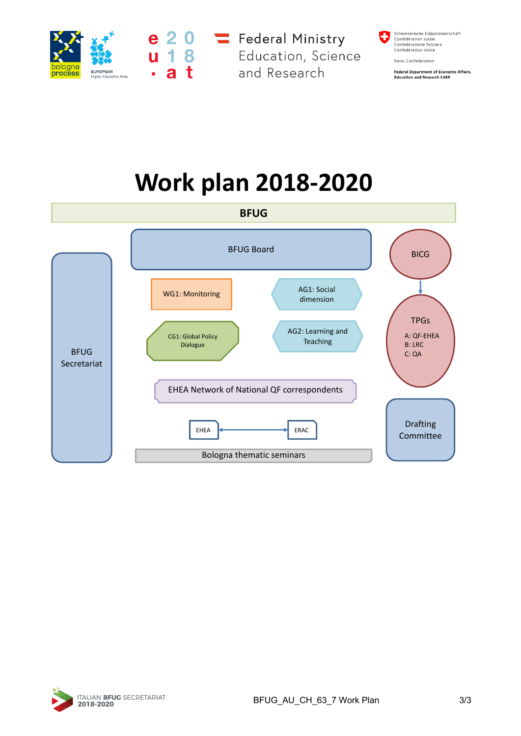# Work plan 2018-2020

BFUG

BFUG Board

BICG

BFUG Secretariat

WG1: Monitoring

AG1: Social dimension

CG1: Global Policy Dialogue

AG2: Learning and Teaching

TPGs

A: QF-EHEA

B: LRC

C: QA

EHEA Network of National QF correspondents

Drafting Committee

EHEA

ERAC

Bologna thematic seminars